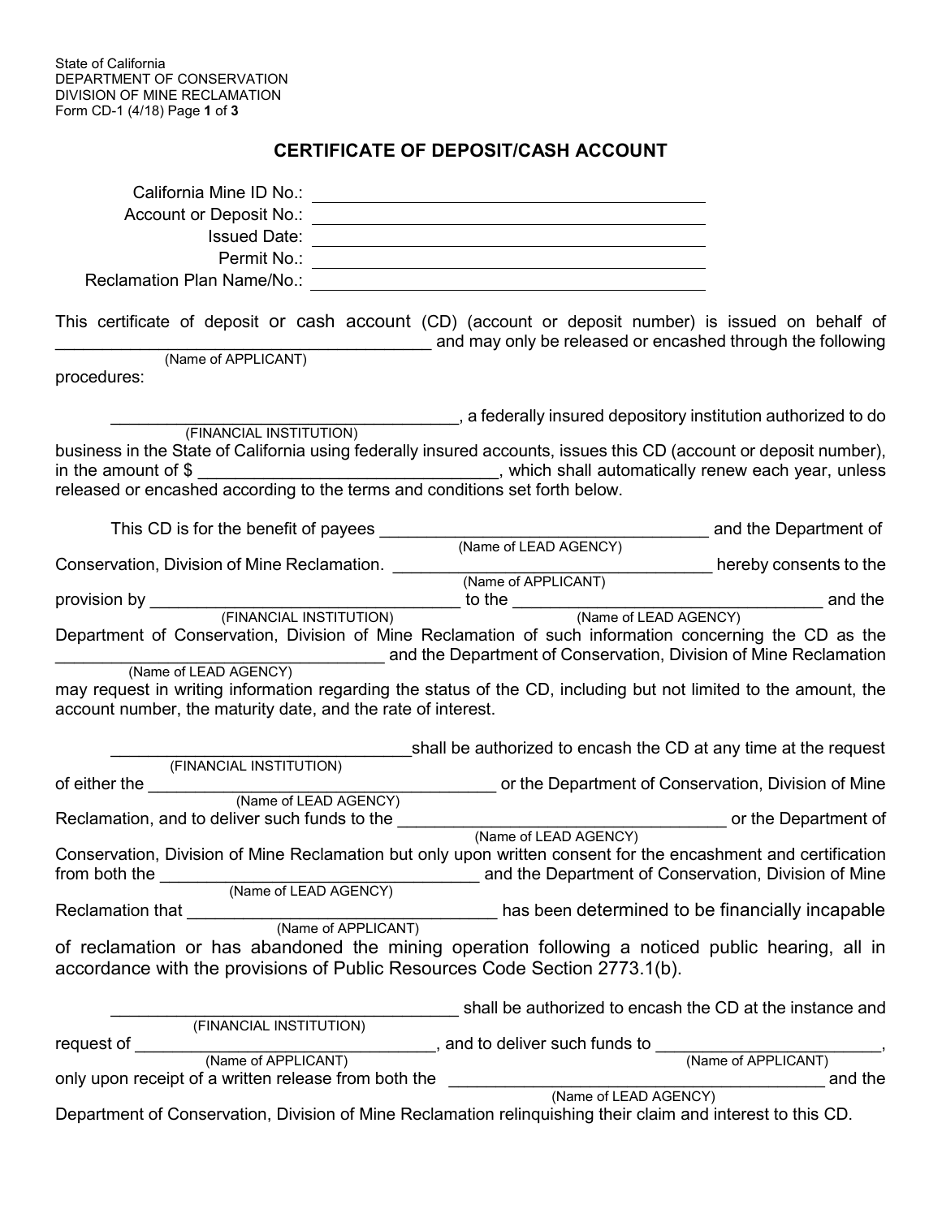State of California
DEPARTMENT OF CONSERVATION
DIVISION OF MINE RECLAMATION
Form CD-1 (4/18)

# CERTIFICATE OF DEPOSIT/CASH ACCOUNT

California Mine ID No.: ______________________________

Account or Deposit No.: ______________________________

Issued Date: ______________________________

Permit No.: ______________________________

Reclamation Plan Name/No.: ______________________________

This certificate of deposit or cash account (CD) (account or deposit number) is issued on behalf of ______________________________ (Name of APPLICANT) and may only be released or encashed through the following procedures:

______________________________ (FINANCIAL INSTITUTION), a federally insured depository institution authorized to do business in the State of California using federally insured accounts, issues this CD (account or deposit number), in the amount of $ ______________________________, which shall automatically renew each year, unless released or encashed according to the terms and conditions set forth below.

This CD is for the benefit of payees ______________________________ (Name of LEAD AGENCY) and the Department of Conservation, Division of Mine Reclamation. ______________________________ (Name of APPLICANT) hereby consents to the provision by ______________________________ (FINANCIAL INSTITUTION) to the ______________________________ (Name of LEAD AGENCY) and the Department of Conservation, Division of Mine Reclamation of such information concerning the CD as the ______________________________ (Name of LEAD AGENCY) and the Department of Conservation, Division of Mine Reclamation may request in writing information regarding the status of the CD, including but not limited to the amount, the account number, the maturity date, and the rate of interest.

______________________________ (FINANCIAL INSTITUTION) shall be authorized to encash the CD at any time at the request of either the ______________________________ (Name of LEAD AGENCY) or the Department of Conservation, Division of Mine Reclamation, and to deliver such funds to the ______________________________ (Name of LEAD AGENCY) or the Department of Conservation, Division of Mine Reclamation but only upon written consent for the encashment and certification from both the ______________________________ (Name of LEAD AGENCY) and the Department of Conservation, Division of Mine Reclamation that ______________________________ (Name of APPLICANT) has been determined to be financially incapable of reclamation or has abandoned the mining operation following a noticed public hearing, all in accordance with the provisions of Public Resources Code Section 2773.1(b).

______________________________ (FINANCIAL INSTITUTION) shall be authorized to encash the CD at the instance and request of ______________________________ (Name of APPLICANT), and to deliver such funds to ______________________________ (Name of APPLICANT), only upon receipt of a written release from both the ______________________________ (Name of LEAD AGENCY) and the Department of Conservation, Division of Mine Reclamation relinquishing their claim and interest to this CD.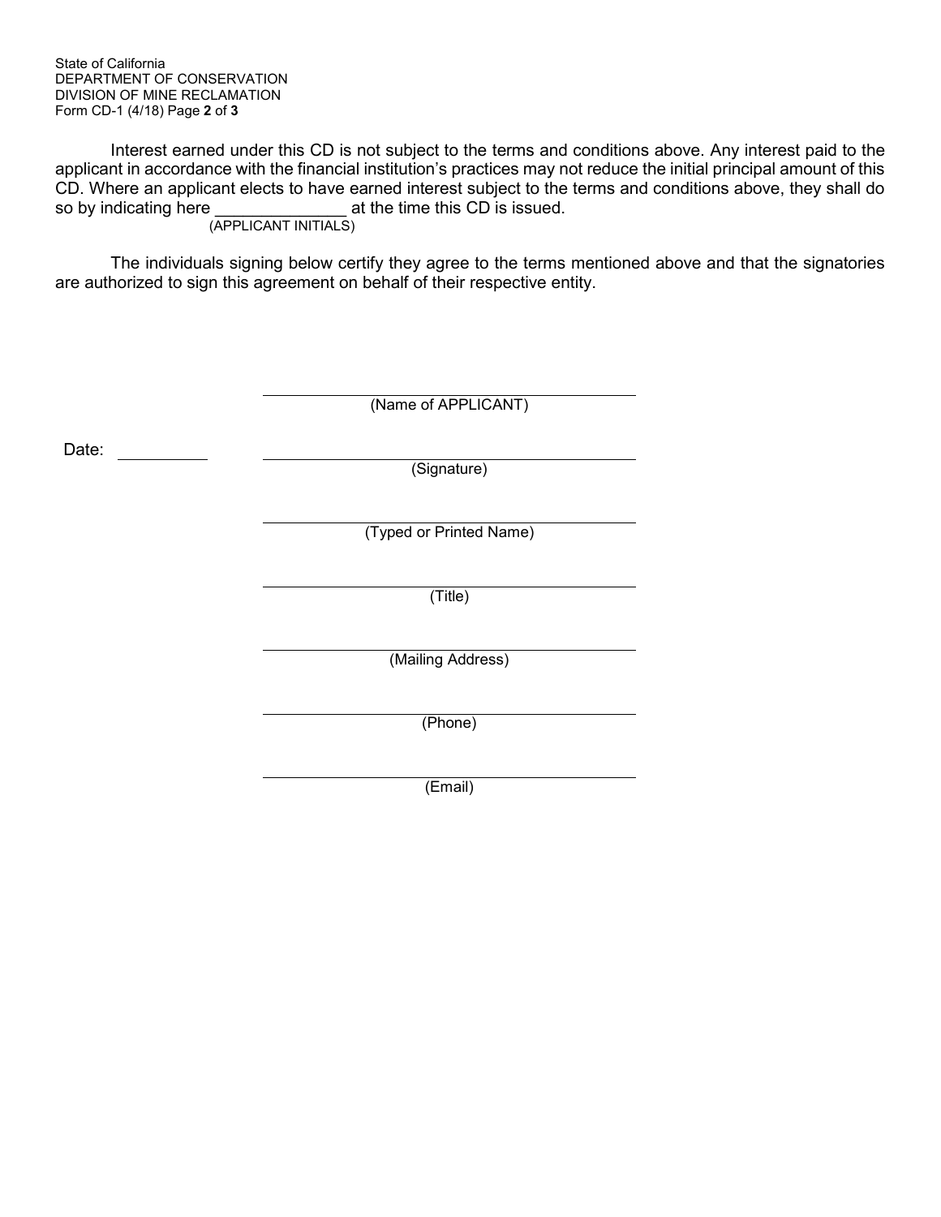Interest earned under this CD is not subject to the terms and conditions above. Any interest paid to the applicant in accordance with the financial institution's practices may not reduce the initial principal amount of this CD. Where an applicant elects to have earned interest subject to the terms and conditions above, they shall do so by indicating here ______________ at the time this CD is issued.
(APPLICANT INITIALS)

The individuals signing below certify they agree to the terms mentioned above and that the signatories are authorized to sign this agreement on behalf of their respective entity.

\_\_\_\_\_\_\_\_\_\_\_\_\_\_\_\_\_\_\_\_\_\_\_\_\_\_\_\_\_\_\_\_\_\_\_\_\_\_\_\_
(Name of APPLICANT)

Date: ____________

\_\_\_\_\_\_\_\_\_\_\_\_\_\_\_\_\_\_\_\_\_\_\_\_\_\_\_\_\_\_\_\_\_\_\_\_\_\_\_\_
(Signature)

\_\_\_\_\_\_\_\_\_\_\_\_\_\_\_\_\_\_\_\_\_\_\_\_\_\_\_\_\_\_\_\_\_\_\_\_\_\_\_\_
(Typed or Printed Name)

\_\_\_\_\_\_\_\_\_\_\_\_\_\_\_\_\_\_\_\_\_\_\_\_\_\_\_\_\_\_\_\_\_\_\_\_\_\_\_\_
(Title)

\_\_\_\_\_\_\_\_\_\_\_\_\_\_\_\_\_\_\_\_\_\_\_\_\_\_\_\_\_\_\_\_\_\_\_\_\_\_\_\_
(Mailing Address)

\_\_\_\_\_\_\_\_\_\_\_\_\_\_\_\_\_\_\_\_\_\_\_\_\_\_\_\_\_\_\_\_\_\_\_\_\_\_\_\_
(Phone)

\_\_\_\_\_\_\_\_\_\_\_\_\_\_\_\_\_\_\_\_\_\_\_\_\_\_\_\_\_\_\_\_\_\_\_\_\_\_\_\_
(Email)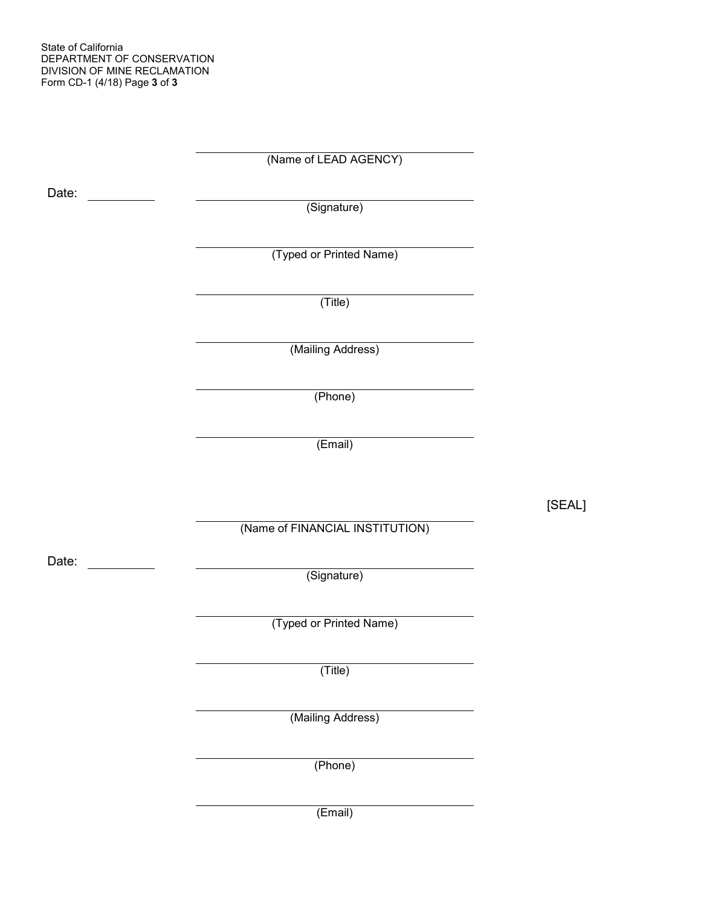State of California
DEPARTMENT OF CONSERVATION
DIVISION OF MINE RECLAMATION
Form CD-1 (4/18) Page **3** of **3**

\_\_\_\_\_\_\_\_\_\_\_\_\_\_\_\_\_\_\_\_\_\_\_\_\_\_\_\_\_\_\_\_\_\_\_\_\_\_\_\_
(Name of LEAD AGENCY)

Date: \_\_\_\_\_\_\_\_\_\_ \_\_\_\_\_\_\_\_\_\_\_\_\_\_\_\_\_\_\_\_\_\_\_\_\_\_\_\_\_\_\_\_\_\_\_\_\_\_\_\_
(Signature)

\_\_\_\_\_\_\_\_\_\_\_\_\_\_\_\_\_\_\_\_\_\_\_\_\_\_\_\_\_\_\_\_\_\_\_\_\_\_\_\_
(Typed or Printed Name)

\_\_\_\_\_\_\_\_\_\_\_\_\_\_\_\_\_\_\_\_\_\_\_\_\_\_\_\_\_\_\_\_\_\_\_\_\_\_\_\_
(Title)

\_\_\_\_\_\_\_\_\_\_\_\_\_\_\_\_\_\_\_\_\_\_\_\_\_\_\_\_\_\_\_\_\_\_\_\_\_\_\_\_
(Mailing Address)

\_\_\_\_\_\_\_\_\_\_\_\_\_\_\_\_\_\_\_\_\_\_\_\_\_\_\_\_\_\_\_\_\_\_\_\_\_\_\_\_
(Phone)

\_\_\_\_\_\_\_\_\_\_\_\_\_\_\_\_\_\_\_\_\_\_\_\_\_\_\_\_\_\_\_\_\_\_\_\_\_\_\_\_
(Email)

[SEAL]

\_\_\_\_\_\_\_\_\_\_\_\_\_\_\_\_\_\_\_\_\_\_\_\_\_\_\_\_\_\_\_\_\_\_\_\_\_\_\_\_
(Name of FINANCIAL INSTITUTION)

Date: \_\_\_\_\_\_\_\_\_\_ \_\_\_\_\_\_\_\_\_\_\_\_\_\_\_\_\_\_\_\_\_\_\_\_\_\_\_\_\_\_\_\_\_\_\_\_\_\_\_\_
(Signature)

\_\_\_\_\_\_\_\_\_\_\_\_\_\_\_\_\_\_\_\_\_\_\_\_\_\_\_\_\_\_\_\_\_\_\_\_\_\_\_\_
(Typed or Printed Name)

\_\_\_\_\_\_\_\_\_\_\_\_\_\_\_\_\_\_\_\_\_\_\_\_\_\_\_\_\_\_\_\_\_\_\_\_\_\_\_\_
(Title)

\_\_\_\_\_\_\_\_\_\_\_\_\_\_\_\_\_\_\_\_\_\_\_\_\_\_\_\_\_\_\_\_\_\_\_\_\_\_\_\_
(Mailing Address)

\_\_\_\_\_\_\_\_\_\_\_\_\_\_\_\_\_\_\_\_\_\_\_\_\_\_\_\_\_\_\_\_\_\_\_\_\_\_\_\_
(Phone)

\_\_\_\_\_\_\_\_\_\_\_\_\_\_\_\_\_\_\_\_\_\_\_\_\_\_\_\_\_\_\_\_\_\_\_\_\_\_\_\_
(Email)